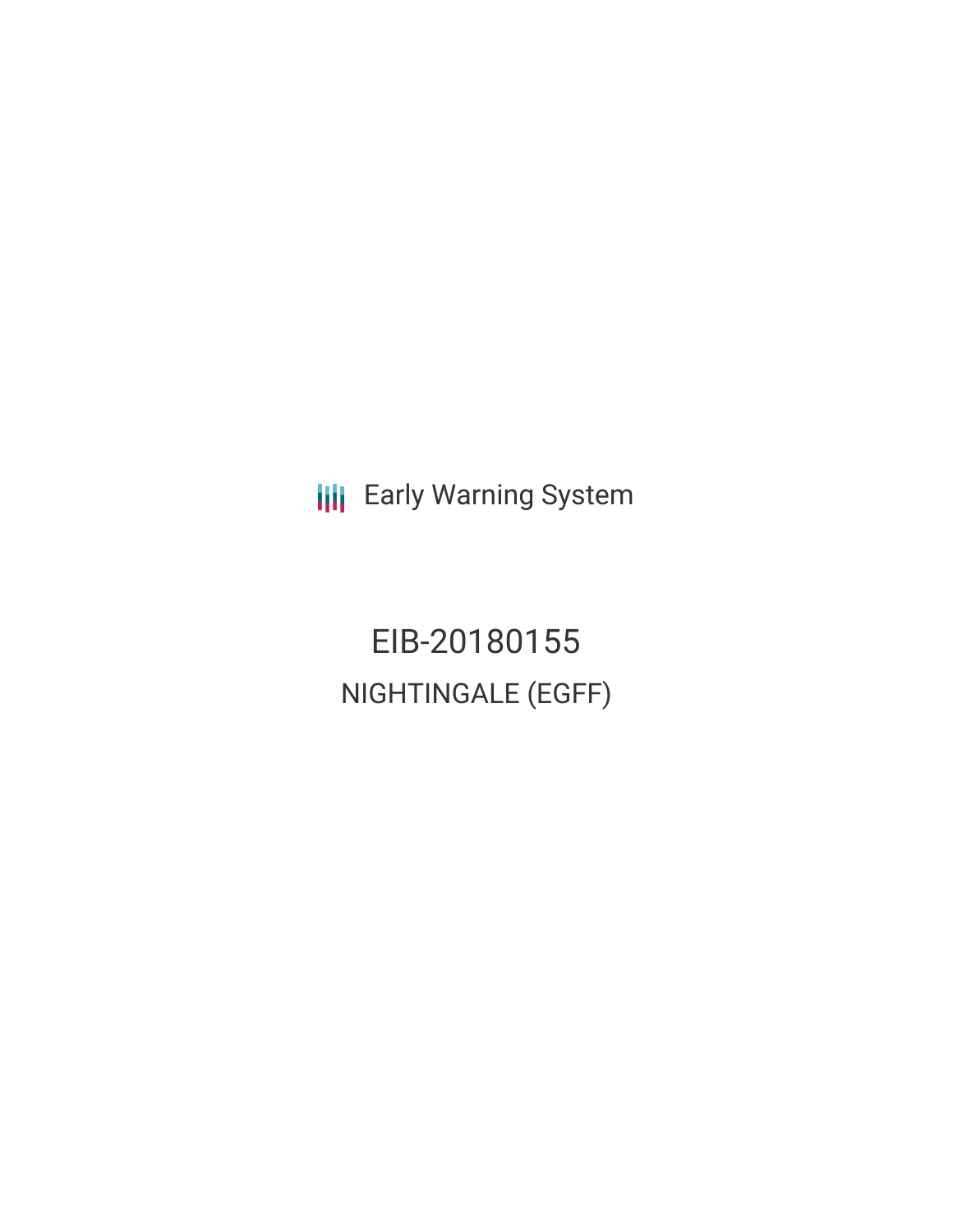Early Warning System

# EIB-20180155

## NIGHTINGALE (EGFF)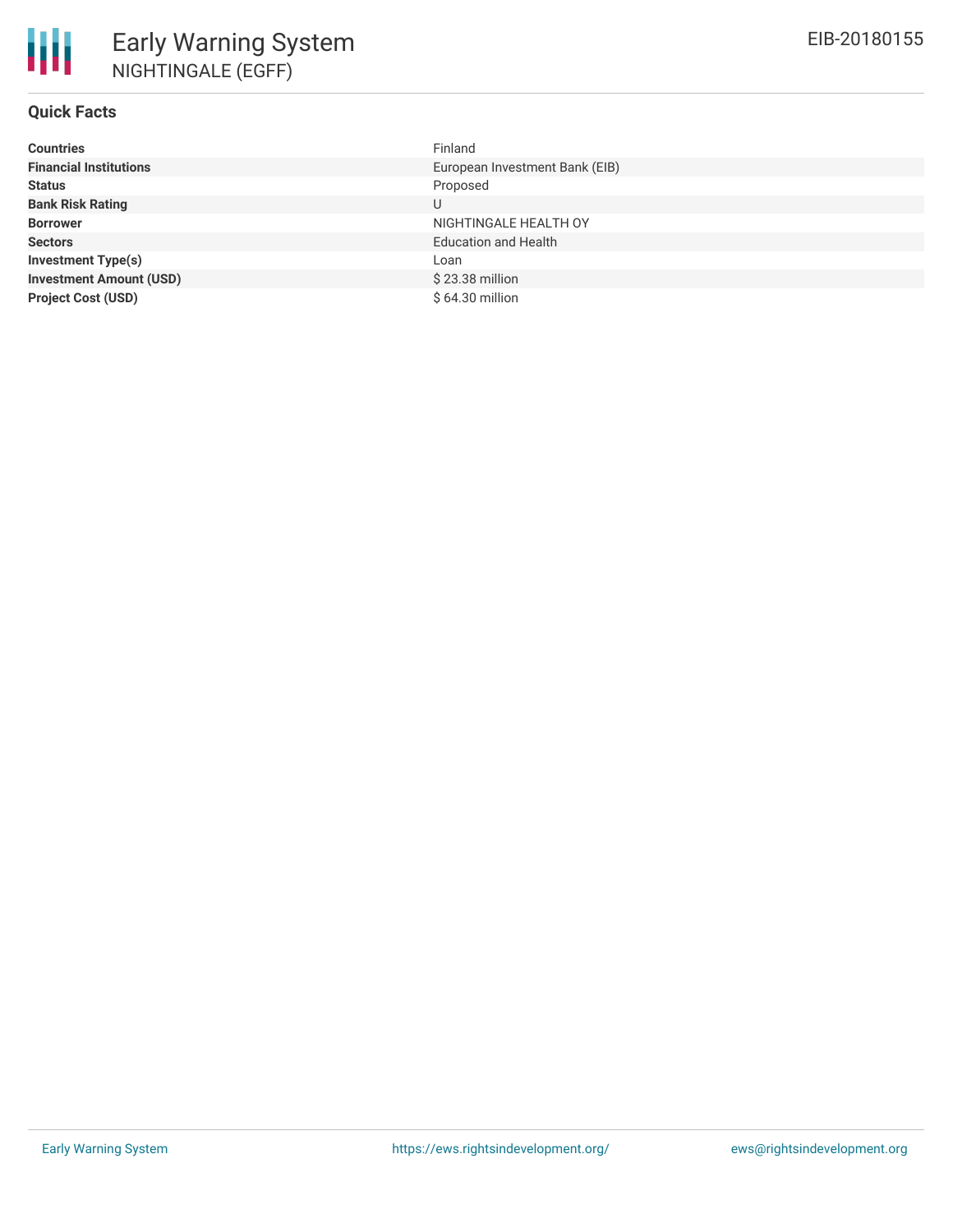# Early Warning System

## NIGHTINGALE (EGFF)

EIB-20180155

### Quick Facts

| | |
|---|---|
| **Countries** | Finland |
| **Financial Institutions** | European Investment Bank (EIB) |
| **Status** | Proposed |
| **Bank Risk Rating** | U |
| **Borrower** | NIGHTINGALE HEALTH OY |
| **Sectors** | Education and Health |
| **Investment Type(s)** | Loan |
| **Investment Amount (USD)** | $ 23.38 million |
| **Project Cost (USD)** | $ 64.30 million |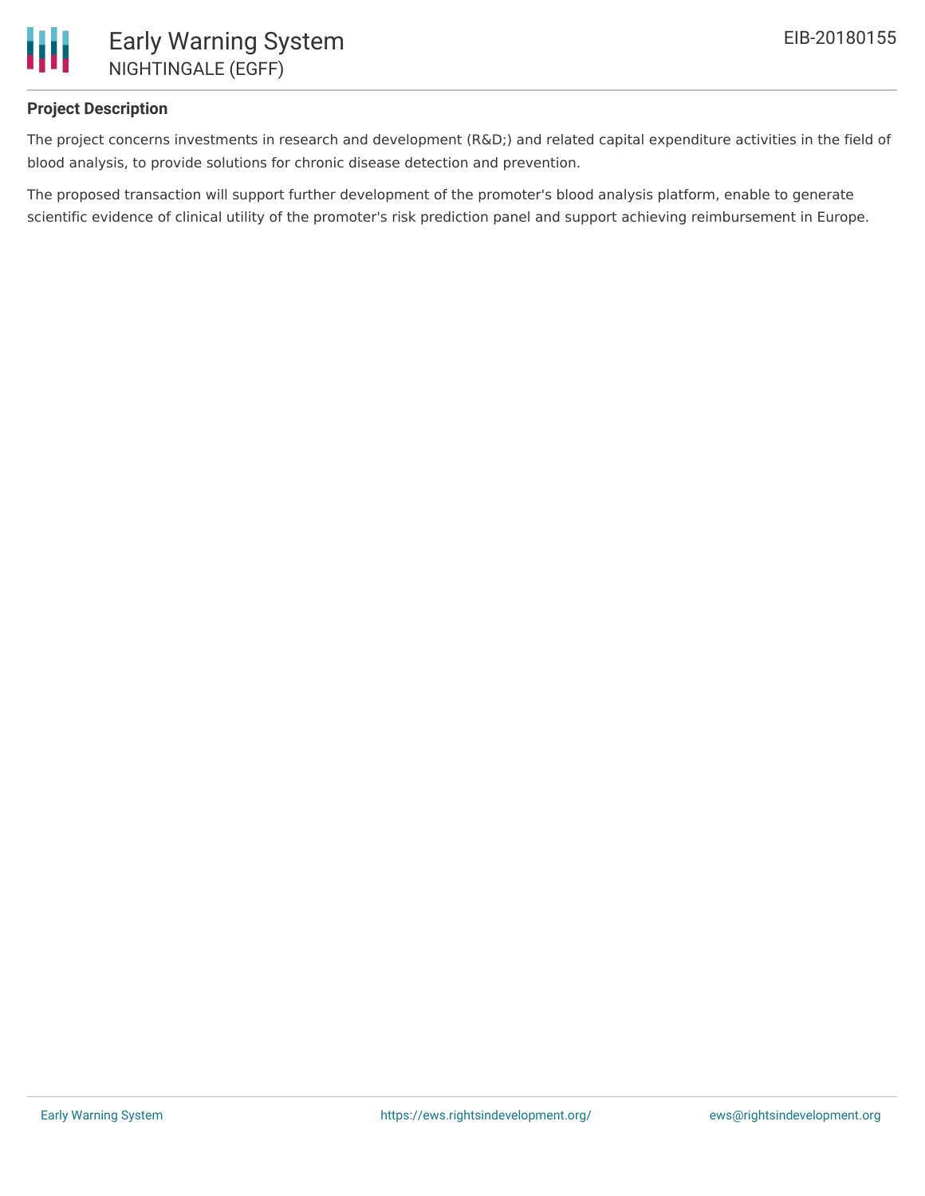### Project Description

The project concerns investments in research and development (R&D;) and related capital expenditure activities in the field of blood analysis, to provide solutions for chronic disease detection and prevention.

The proposed transaction will support further development of the promoter's blood analysis platform, enable to generate scientific evidence of clinical utility of the promoter's risk prediction panel and support achieving reimbursement in Europe.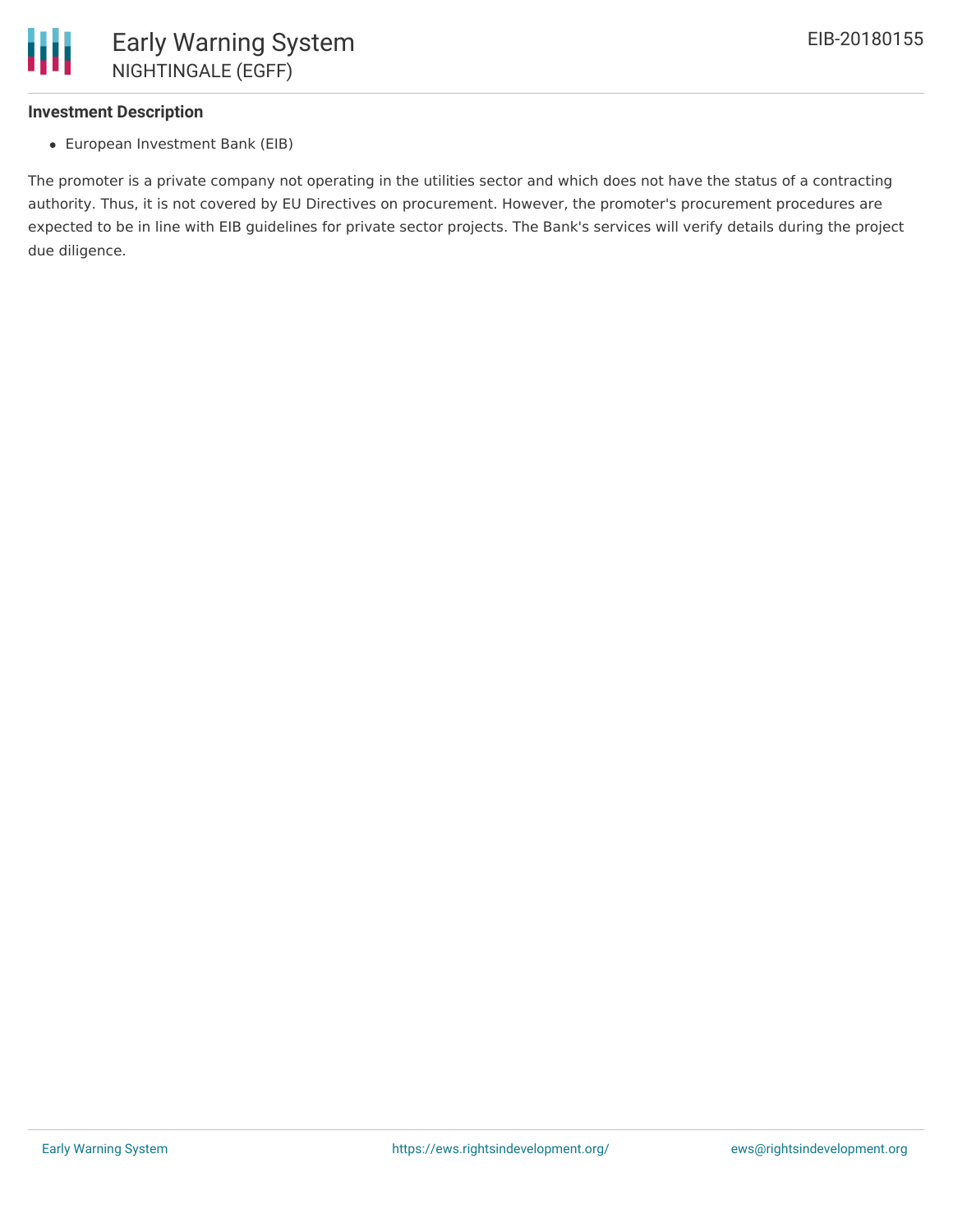**Investment Description**

- European Investment Bank (EIB)

The promoter is a private company not operating in the utilities sector and which does not have the status of a contracting authority. Thus, it is not covered by EU Directives on procurement. However, the promoter's procurement procedures are expected to be in line with EIB guidelines for private sector projects. The Bank's services will verify details during the project due diligence.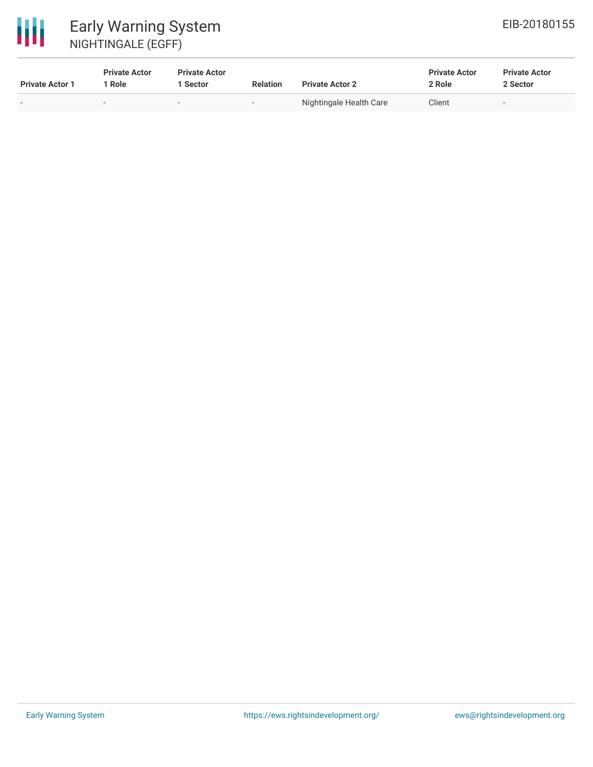| Private Actor 1 | Private Actor 1 Role | Private Actor 1 Sector | Relation | Private Actor 2 | Private Actor 2 Role | Private Actor 2 Sector |
|---|---|---|---|---|---|---|
| - | - | - | - | Nightingale Health Care | Client | - |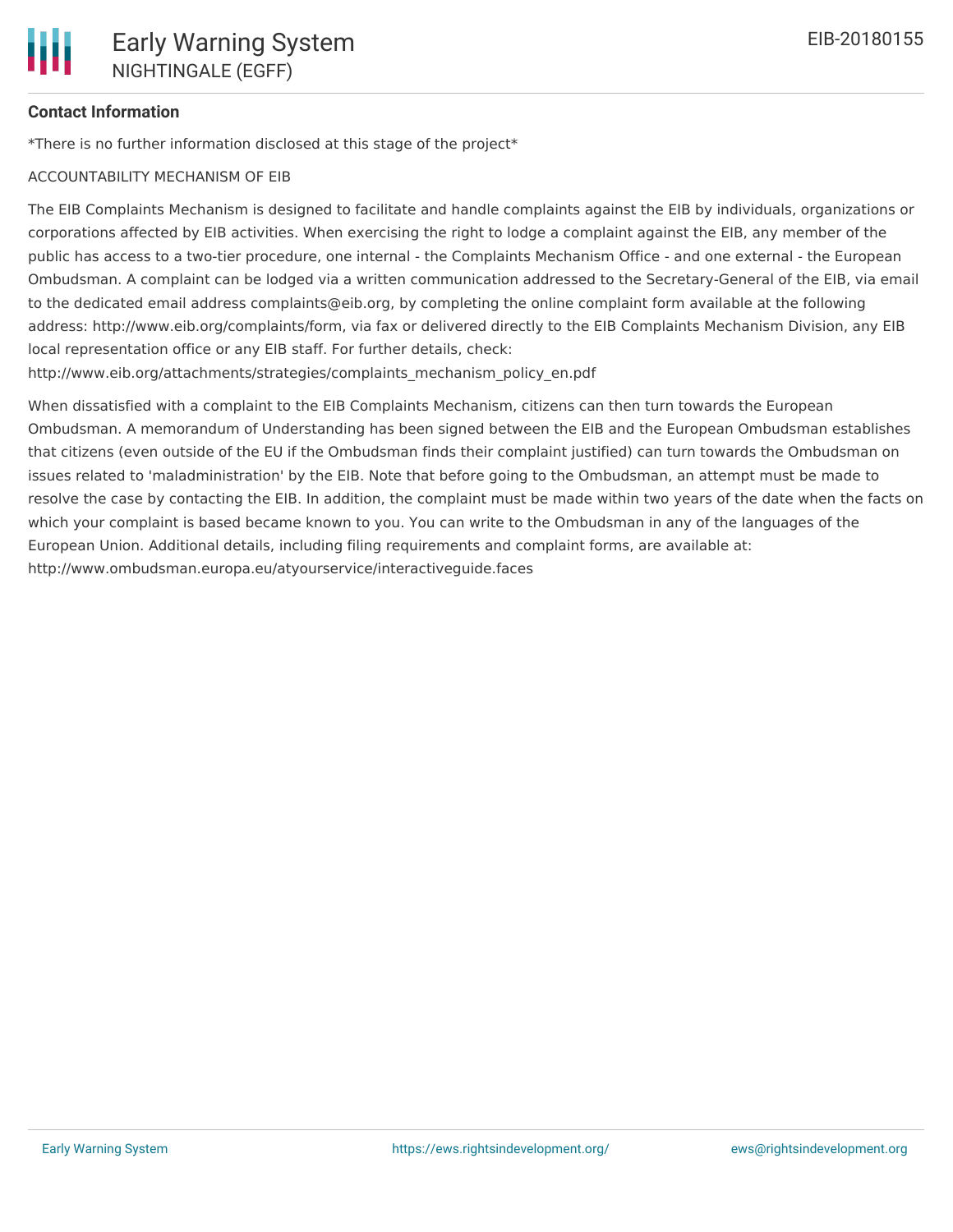**Contact Information**

*There is no further information disclosed at this stage of the project*

ACCOUNTABILITY MECHANISM OF EIB

The EIB Complaints Mechanism is designed to facilitate and handle complaints against the EIB by individuals, organizations or corporations affected by EIB activities. When exercising the right to lodge a complaint against the EIB, any member of the public has access to a two-tier procedure, one internal - the Complaints Mechanism Office - and one external - the European Ombudsman. A complaint can be lodged via a written communication addressed to the Secretary-General of the EIB, via email to the dedicated email address complaints@eib.org, by completing the online complaint form available at the following address: http://www.eib.org/complaints/form, via fax or delivered directly to the EIB Complaints Mechanism Division, any EIB local representation office or any EIB staff. For further details, check: http://www.eib.org/attachments/strategies/complaints_mechanism_policy_en.pdf

When dissatisfied with a complaint to the EIB Complaints Mechanism, citizens can then turn towards the European Ombudsman. A memorandum of Understanding has been signed between the EIB and the European Ombudsman establishes that citizens (even outside of the EU if the Ombudsman finds their complaint justified) can turn towards the Ombudsman on issues related to 'maladministration' by the EIB. Note that before going to the Ombudsman, an attempt must be made to resolve the case by contacting the EIB. In addition, the complaint must be made within two years of the date when the facts on which your complaint is based became known to you. You can write to the Ombudsman in any of the languages of the European Union. Additional details, including filing requirements and complaint forms, are available at: http://www.ombudsman.europa.eu/atyourservice/interactiveguide.faces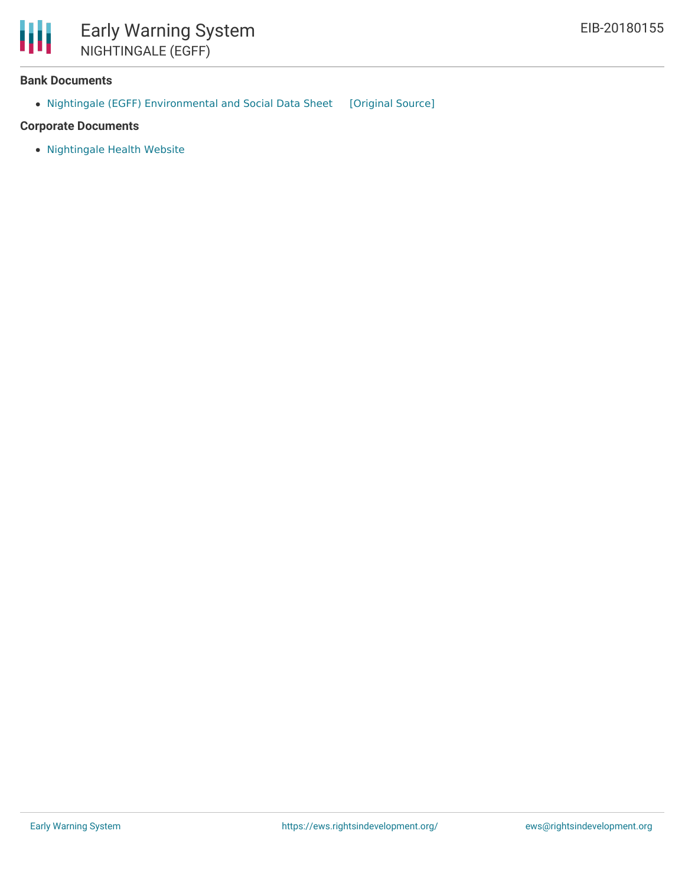**Bank Documents**

- Nightingale (EGFF) Environmental and Social Data Sheet [Original Source]

**Corporate Documents**

- Nightingale Health Website